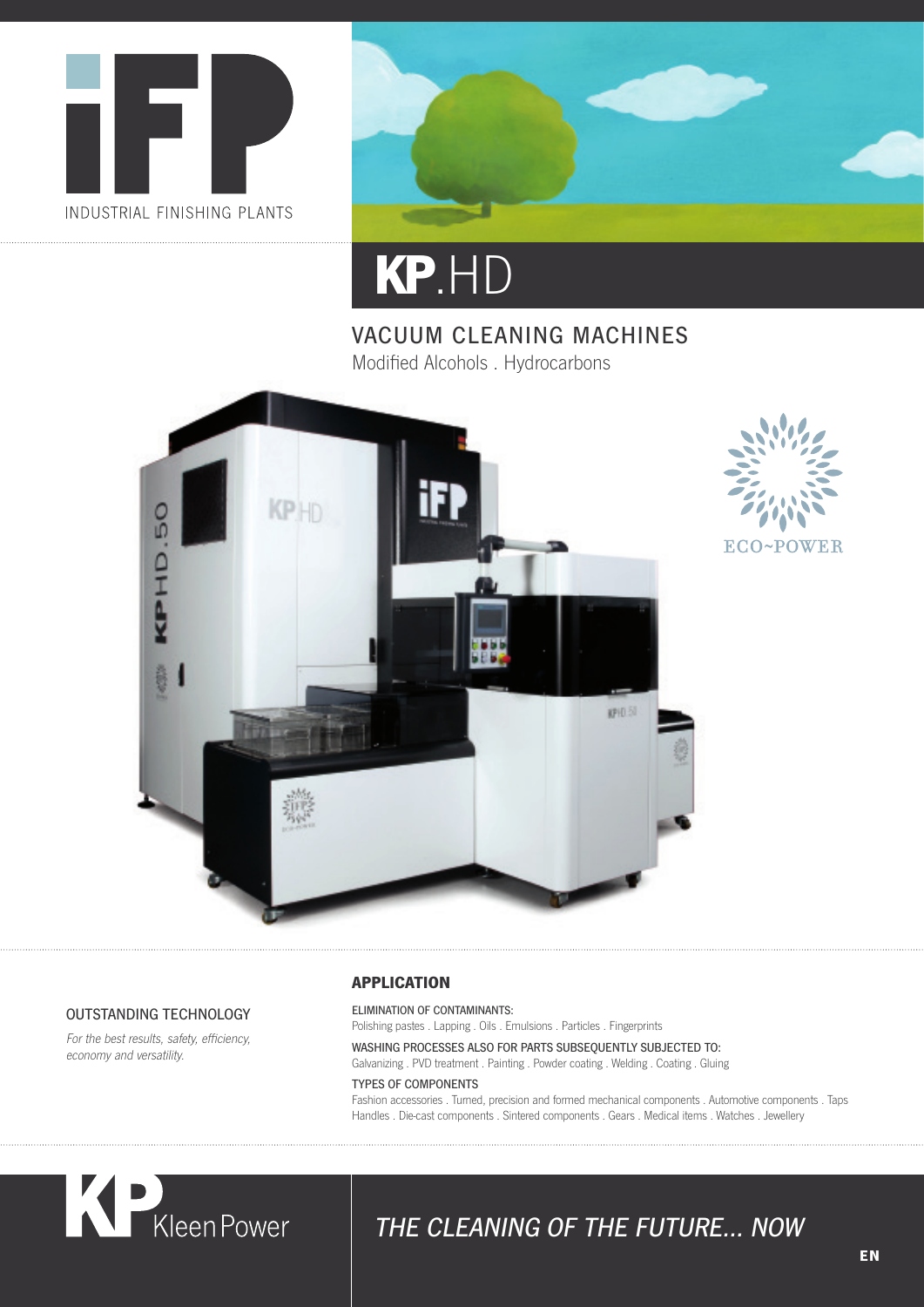# iFP

INDUSTRIAL FINISHING PLANTS

# KP.HD

## VACUUM CLEANING MACHINES

Modified Alcohols . Hydrocarbons

ECO~POWER

### OUTSTANDING TECHNOLOGY

*For the best results, safety, efficiency, economy and versatility.*

### APPLICATION

ELIMINATION OF CONTAMINANTS:
Polishing pastes . Lapping . Oils . Emulsions . Particles . Fingerprints

WASHING PROCESSES ALSO FOR PARTS SUBSEQUENTLY SUBJECTED TO:
Galvanizing . PVD treatment . Painting . Powder coating . Welding . Coating . Gluing

TYPES OF COMPONENTS
Fashion accessories . Turned, precision and formed mechanical components . Automotive components . Taps
Handles . Die-cast components . Sintered components . Gears . Medical items . Watches . Jewellery

KP KleenPower

*THE CLEANING OF THE FUTURE... NOW*

EN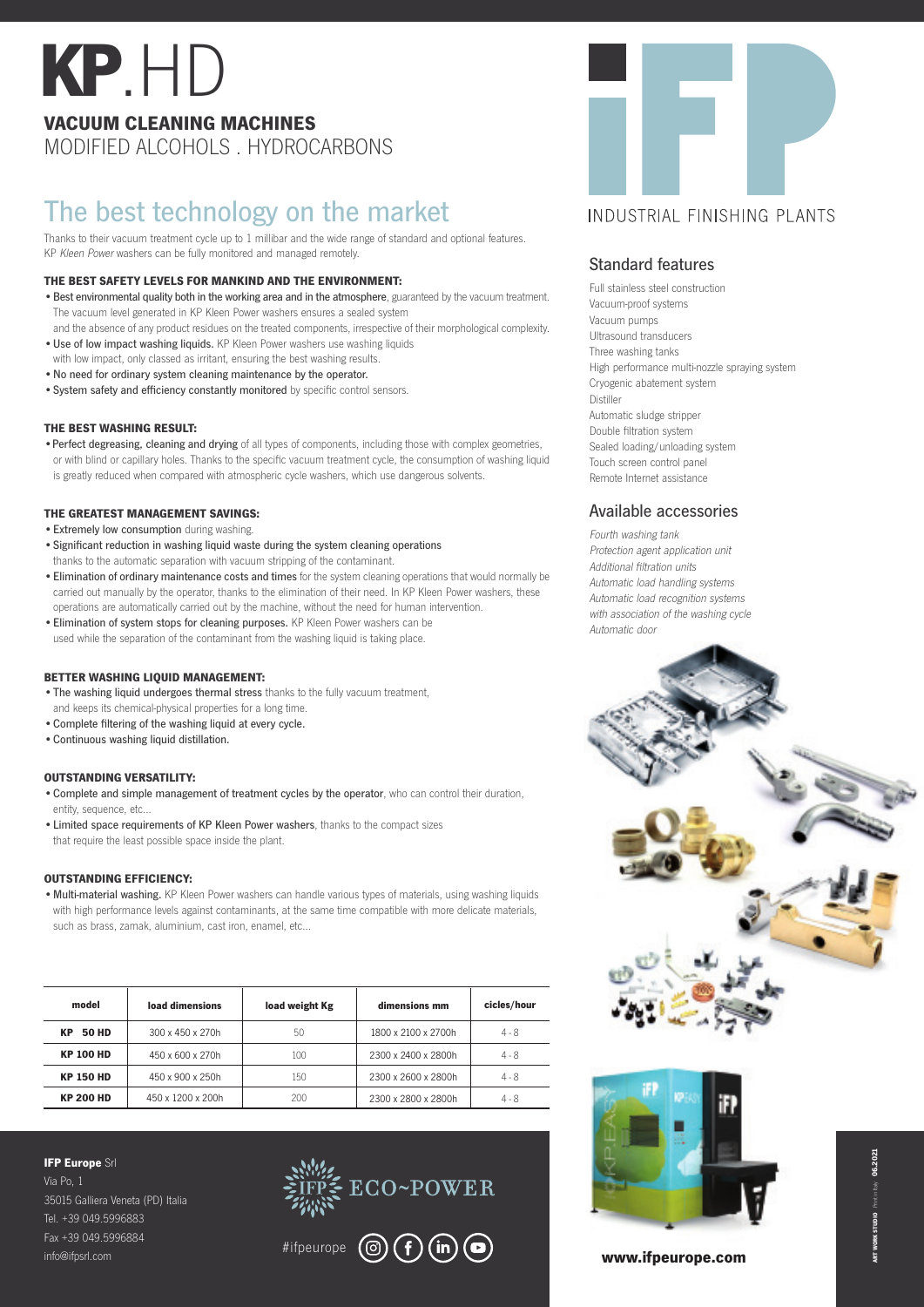# KP.HD

## VACUUM CLEANING MACHINES

MODIFIED ALCOHOLS . HYDROCARBONS

## The best technology on the market

Thanks to their vacuum treatment cycle up to 1 millibar and the wide range of standard and optional features. KP *Kleen Power* washers can be fully monitored and managed remotely.

### THE BEST SAFETY LEVELS FOR MANKIND AND THE ENVIRONMENT:

- Best environmental quality both in the working area and in the atmosphere, guaranteed by the vacuum treatment. The vacuum level generated in KP Kleen Power washers ensures a sealed system and the absence of any product residues on the treated components, irrespective of their morphological complexity.
- Use of low impact washing liquids. KP Kleen Power washers use washing liquids with low impact, only classed as irritant, ensuring the best washing results.
- No need for ordinary system cleaning maintenance by the operator.
- System safety and efficiency constantly monitored by specific control sensors.

### THE BEST WASHING RESULT:

- Perfect degreasing, cleaning and drying of all types of components, including those with complex geometries, or with blind or capillary holes. Thanks to the specific vacuum treatment cycle, the consumption of washing liquid is greatly reduced when compared with atmospheric cycle washers, which use dangerous solvents.

### THE GREATEST MANAGEMENT SAVINGS:

- Extremely low consumption during washing.
- Significant reduction in washing liquid waste during the system cleaning operations thanks to the automatic separation with vacuum stripping of the contaminant.
- Elimination of ordinary maintenance costs and times for the system cleaning operations that would normally be carried out manually by the operator, thanks to the elimination of their need. In KP Kleen Power washers, these operations are automatically carried out by the machine, without the need for human intervention.
- Elimination of system stops for cleaning purposes. KP Kleen Power washers can be used while the separation of the contaminant from the washing liquid is taking place.

### BETTER WASHING LIQUID MANAGEMENT:

- The washing liquid undergoes thermal stress thanks to the fully vacuum treatment, and keeps its chemical-physical properties for a long time.
- Complete filtering of the washing liquid at every cycle.
- Continuous washing liquid distillation.

### OUTSTANDING VERSATILITY:

- Complete and simple management of treatment cycles by the operator, who can control their duration, entity, sequence, etc...
- Limited space requirements of KP Kleen Power washers, thanks to the compact sizes that require the least possible space inside the plant.

### OUTSTANDING EFFICIENCY:

- Multi-material washing. KP Kleen Power washers can handle various types of materials, using washing liquids with high performance levels against contaminants, at the same time compatible with more delicate materials, such as brass, zamak, aluminium, cast iron, enamel, etc...

| model | load dimensions | load weight Kg | dimensions mm | cicles/hour |
|---|---|---|---|---|
| **KP 50 HD** | 300 x 450 x 270h | 50 | 1800 x 2100 x 2700h | 4 - 8 |
| **KP 100 HD** | 450 x 600 x 270h | 100 | 2300 x 2400 x 2800h | 4 - 8 |
| **KP 150 HD** | 450 x 900 x 250h | 150 | 2300 x 2600 x 2800h | 4 - 8 |
| **KP 200 HD** | 450 x 1200 x 200h | 200 | 2300 x 2800 x 2800h | 4 - 8 |

INDUSTRIAL FINISHING PLANTS

## Standard features

Full stainless steel construction
Vacuum-proof systems
Vacuum pumps
Ultrasound transducers
Three washing tanks
High performance multi-nozzle spraying system
Cryogenic abatement system
Distiller
Automatic sludge stripper
Double filtration system
Sealed loading/unloading system
Touch screen control panel
Remote Internet assistance

## Available accessories

*Fourth washing tank*
*Protection agent application unit*
*Additional filtration units*
*Automatic load handling systems*
*Automatic load recognition systems with association of the washing cycle*
*Automatic door*

**IFP Europe** Srl
Via Po, 1
35015 Galliera Veneta (PD) Italia
Tel. +39 049.5996883
Fax +39 049.5996884
info@ifpsrl.com

IFP ECO~POWER

#ifpeurope

**www.ifpeurope.com**

ART WORK STUDIO Print in Italy 06.2021